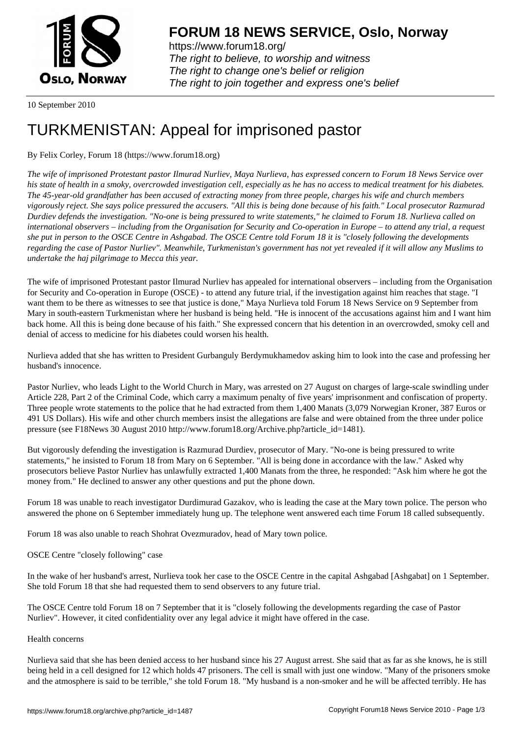# FORUM 18 NEWS SERVICE, Oslo, Norway

https://www.forum18.org/
*The right to believe, to worship and witness*
*The right to change one's belief or religion*
*The right to join together and express one's belief*

10 September 2010

# TURKMENISTAN: Appeal for imprisoned pastor

By Felix Corley, Forum 18 (https://www.forum18.org)

*The wife of imprisoned Protestant pastor Ilmurad Nurliev, Maya Nurlieva, has expressed concern to Forum 18 News Service over his state of health in a smoky, overcrowded investigation cell, especially as he has no access to medical treatment for his diabetes. The 45-year-old grandfather has been accused of extracting money from three people, charges his wife and church members vigorously reject. She says police pressured the accusers. "All this is being done because of his faith." Local prosecutor Razmurad Durdiev defends the investigation. "No-one is being pressured to write statements," he claimed to Forum 18. Nurlieva called on international observers – including from the Organisation for Security and Co-operation in Europe – to attend any trial, a request she put in person to the OSCE Centre in Ashgabad. The OSCE Centre told Forum 18 it is "closely following the developments regarding the case of Pastor Nurliev". Meanwhile, Turkmenistan's government has not yet revealed if it will allow any Muslims to undertake the haj pilgrimage to Mecca this year.*

The wife of imprisoned Protestant pastor Ilmurad Nurliev has appealed for international observers – including from the Organisation for Security and Co-operation in Europe (OSCE) - to attend any future trial, if the investigation against him reaches that stage. "I want them to be there as witnesses to see that justice is done," Maya Nurlieva told Forum 18 News Service on 9 September from Mary in south-eastern Turkmenistan where her husband is being held. "He is innocent of the accusations against him and I want him back home. All this is being done because of his faith." She expressed concern that his detention in an overcrowded, smoky cell and denial of access to medicine for his diabetes could worsen his health.

Nurlieva added that she has written to President Gurbanguly Berdymukhamedov asking him to look into the case and professing her husband's innocence.

Pastor Nurliev, who leads Light to the World Church in Mary, was arrested on 27 August on charges of large-scale swindling under Article 228, Part 2 of the Criminal Code, which carry a maximum penalty of five years' imprisonment and confiscation of property. Three people wrote statements to the police that he had extracted from them 1,400 Manats (3,079 Norwegian Kroner, 387 Euros or 491 US Dollars). His wife and other church members insist the allegations are false and were obtained from the three under police pressure (see F18News 30 August 2010 http://www.forum18.org/Archive.php?article_id=1481).

But vigorously defending the investigation is Razmurad Durdiev, prosecutor of Mary. "No-one is being pressured to write statements," he insisted to Forum 18 from Mary on 6 September. "All is being done in accordance with the law." Asked why prosecutors believe Pastor Nurliev has unlawfully extracted 1,400 Manats from the three, he responded: "Ask him where he got the money from." He declined to answer any other questions and put the phone down.

Forum 18 was unable to reach investigator Durdimurad Gazakov, who is leading the case at the Mary town police. The person who answered the phone on 6 September immediately hung up. The telephone went answered each time Forum 18 called subsequently.

Forum 18 was also unable to reach Shohrat Ovezmuradov, head of Mary town police.

OSCE Centre "closely following" case

In the wake of her husband's arrest, Nurlieva took her case to the OSCE Centre in the capital Ashgabad [Ashgabat] on 1 September. She told Forum 18 that she had requested them to send observers to any future trial.

The OSCE Centre told Forum 18 on 7 September that it is "closely following the developments regarding the case of Pastor Nurliev". However, it cited confidentiality over any legal advice it might have offered in the case.

Health concerns

Nurlieva said that she has been denied access to her husband since his 27 August arrest. She said that as far as she knows, he is still being held in a cell designed for 12 which holds 47 prisoners. The cell is small with just one window. "Many of the prisoners smoke and the atmosphere is said to be terrible," she told Forum 18. "My husband is a non-smoker and he will be affected terribly. He has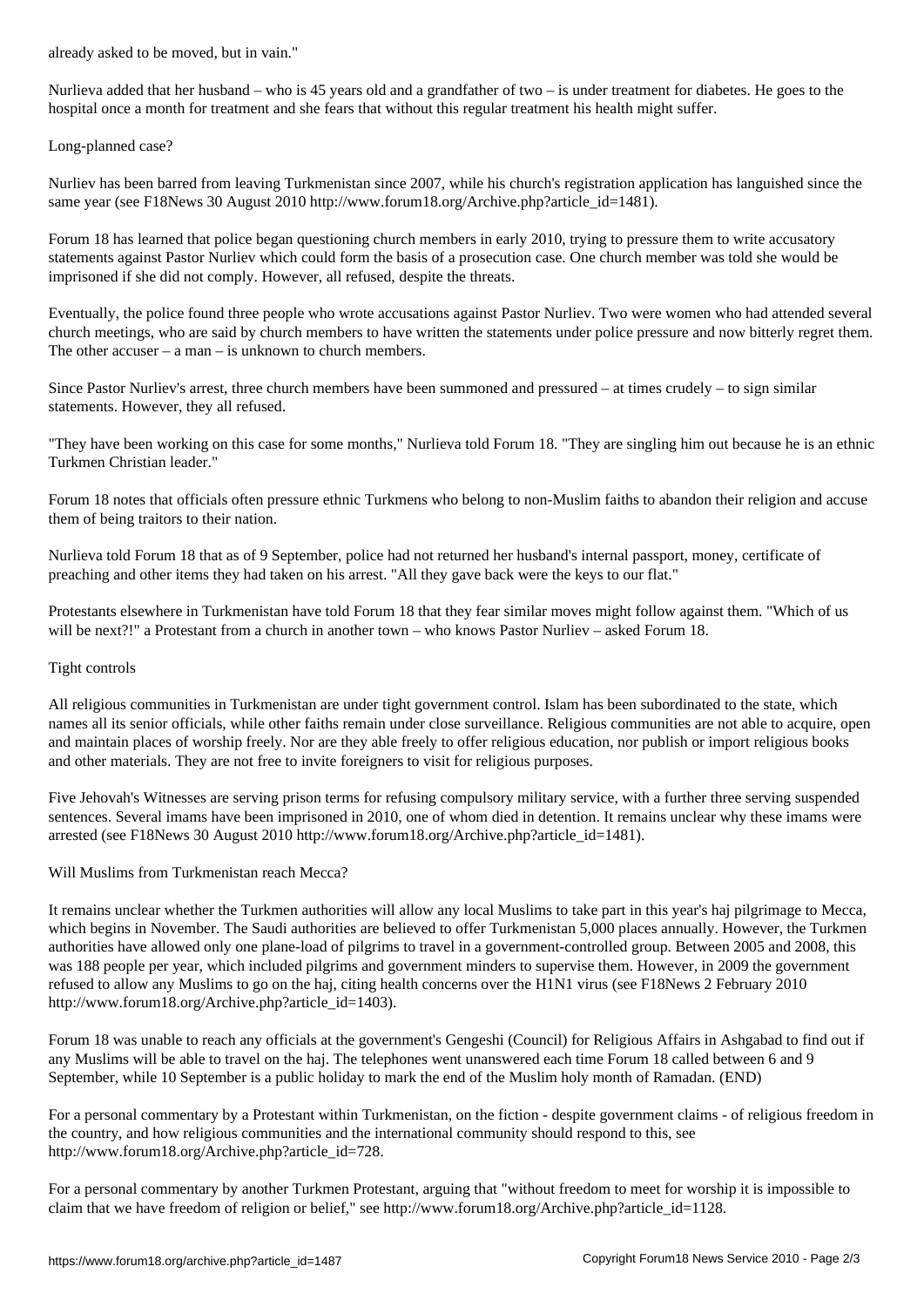already asked to be moved, but in vain."

Nurlieva added that her husband – who is 45 years old and a grandfather of two – is under treatment for diabetes. He goes to the hospital once a month for treatment and she fears that without this regular treatment his health might suffer.

## Long-planned case?

Nurliev has been barred from leaving Turkmenistan since 2007, while his church's registration application has languished since the same year (see F18News 30 August 2010 http://www.forum18.org/Archive.php?article_id=1481).

Forum 18 has learned that police began questioning church members in early 2010, trying to pressure them to write accusatory statements against Pastor Nurliev which could form the basis of a prosecution case. One church member was told she would be imprisoned if she did not comply. However, all refused, despite the threats.

Eventually, the police found three people who wrote accusations against Pastor Nurliev. Two were women who had attended several church meetings, who are said by church members to have written the statements under police pressure and now bitterly regret them. The other accuser – a man – is unknown to church members.

Since Pastor Nurliev's arrest, three church members have been summoned and pressured – at times crudely – to sign similar statements. However, they all refused.

"They have been working on this case for some months," Nurlieva told Forum 18. "They are singling him out because he is an ethnic Turkmen Christian leader."

Forum 18 notes that officials often pressure ethnic Turkmens who belong to non-Muslim faiths to abandon their religion and accuse them of being traitors to their nation.

Nurlieva told Forum 18 that as of 9 September, police had not returned her husband's internal passport, money, certificate of preaching and other items they had taken on his arrest. "All they gave back were the keys to our flat."

Protestants elsewhere in Turkmenistan have told Forum 18 that they fear similar moves might follow against them. "Which of us will be next?!" a Protestant from a church in another town – who knows Pastor Nurliev – asked Forum 18.

## Tight controls

All religious communities in Turkmenistan are under tight government control. Islam has been subordinated to the state, which names all its senior officials, while other faiths remain under close surveillance. Religious communities are not able to acquire, open and maintain places of worship freely. Nor are they able freely to offer religious education, nor publish or import religious books and other materials. They are not free to invite foreigners to visit for religious purposes.

Five Jehovah's Witnesses are serving prison terms for refusing compulsory military service, with a further three serving suspended sentences. Several imams have been imprisoned in 2010, one of whom died in detention. It remains unclear why these imams were arrested (see F18News 30 August 2010 http://www.forum18.org/Archive.php?article_id=1481).

## Will Muslims from Turkmenistan reach Mecca?

It remains unclear whether the Turkmen authorities will allow any local Muslims to take part in this year's haj pilgrimage to Mecca, which begins in November. The Saudi authorities are believed to offer Turkmenistan 5,000 places annually. However, the Turkmen authorities have allowed only one plane-load of pilgrims to travel in a government-controlled group. Between 2005 and 2008, this was 188 people per year, which included pilgrims and government minders to supervise them. However, in 2009 the government refused to allow any Muslims to go on the haj, citing health concerns over the H1N1 virus (see F18News 2 February 2010 http://www.forum18.org/Archive.php?article_id=1403).

Forum 18 was unable to reach any officials at the government's Gengeshi (Council) for Religious Affairs in Ashgabad to find out if any Muslims will be able to travel on the haj. The telephones went unanswered each time Forum 18 called between 6 and 9 September, while 10 September is a public holiday to mark the end of the Muslim holy month of Ramadan. (END)

For a personal commentary by a Protestant within Turkmenistan, on the fiction - despite government claims - of religious freedom in the country, and how religious communities and the international community should respond to this, see http://www.forum18.org/Archive.php?article_id=728.

For a personal commentary by another Turkmen Protestant, arguing that "without freedom to meet for worship it is impossible to claim that we have freedom of religion or belief," see http://www.forum18.org/Archive.php?article_id=1128.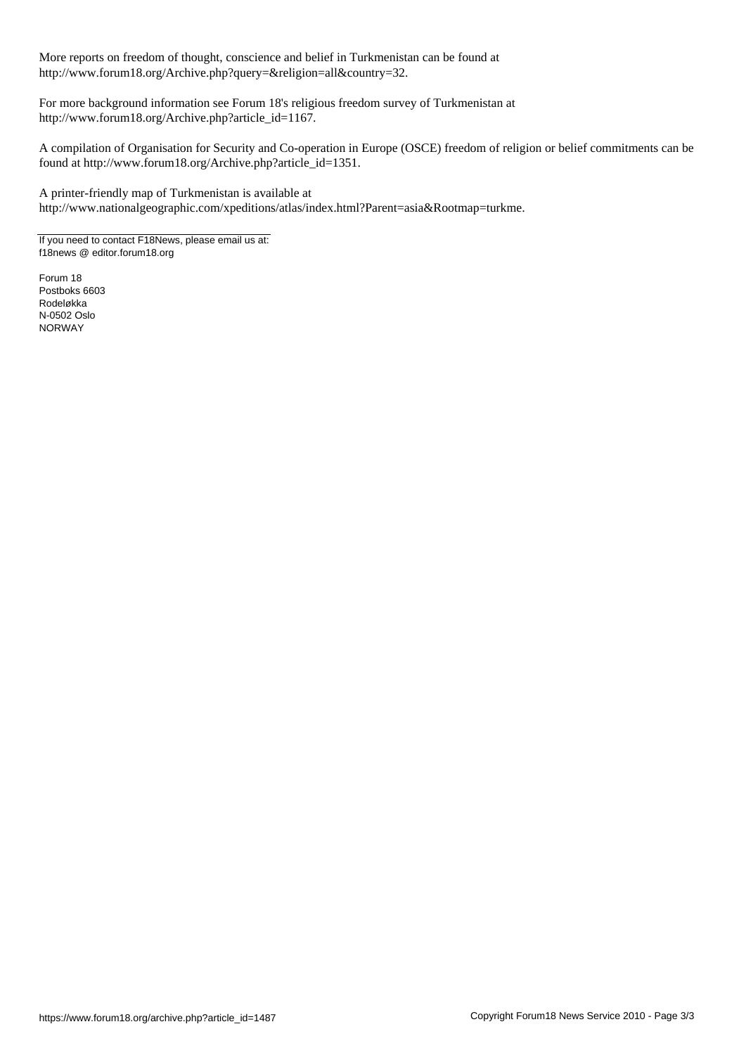More reports on freedom of thought, conscience and belief in Turkmenistan can be found at http://www.forum18.org/Archive.php?query=&religion=all&country=32.

For more background information see Forum 18's religious freedom survey of Turkmenistan at http://www.forum18.org/Archive.php?article_id=1167.

A compilation of Organisation for Security and Co-operation in Europe (OSCE) freedom of religion or belief commitments can be found at http://www.forum18.org/Archive.php?article_id=1351.

A printer-friendly map of Turkmenistan is available at http://www.nationalgeographic.com/xpeditions/atlas/index.html?Parent=asia&Rootmap=turkme.

---

If you need to contact F18News, please email us at:
f18news @ editor.forum18.org

Forum 18
Postboks 6603
Rodeløkka
N-0502 Oslo
NORWAY